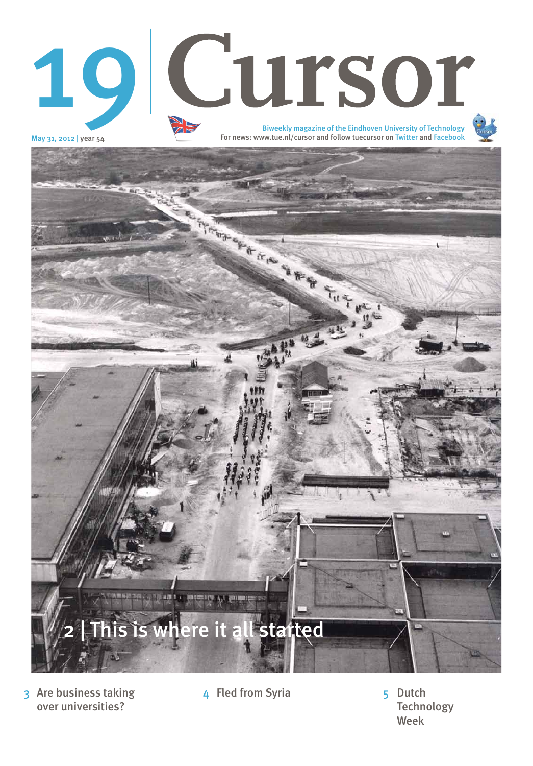# 19 Cursor

May 31, 2012 | year 54

Biweekly magazine of the Eindhoven University of Technology
For news: www.tue.nl/cursor and follow tuecursor on Twitter and Facebook

2 | This is where it all started

3 | Are business taking over universities?

4 | Fled from Syria

5 | Dutch Technology Week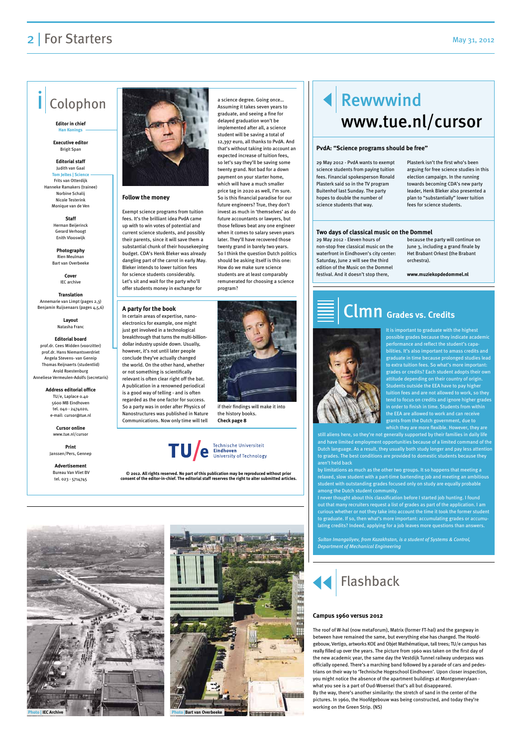# Colophon

**Editor in chief**
Han Konings

**Executive editor**
Brigit Span

**Editorial staff**
Judith van Gaal
Tom Jeltes | Science
Frits van Otterdijk
Hanneke Ramakers (trainee)
Norbine Schalij
Nicole Testerink
Monique van de Ven

**Staff**
Herman Beijerinck
Gerard Verhoogt
Enith Vlooswijk

**Photography**
Rien Meulman
Bart van Overbeeke

**Cover**
IEC archive

**Translation**
Annemarie van Limpt (pages 2,3)
Benjamin Ruijsenaars (pages 4,5,6)

**Layout**
Natasha Franc

**Editorial board**
prof.dr. Cees Midden (voorzitter)
prof.dr. Hans Niemantsverdriet
Angela Stevens- van Gennip
Thomas Reijnaerts (studentlid)
Arold Roestenburg
Anneliese Vermeulen-Adolfs (secretaris)

**Address editorial office**
TU/e, Laplace 0.40
5600 MB Eindhoven
tel. 040 - 2474020,
e-mail: cursor@tue.nl

**Cursor online**
www.tue.nl/cursor

**Print**
Janssen/Pers, Gennep

**Advertisement**
Bureau Van Vliet BV
tel. 023 - 5714745

## Follow the money

Exempt science programs from tuition fees. It's the brilliant idea PvdA came up with to win votes of potential and current science students, and possibly their parents, since it will save them a substantial chunk of their housekeeping budget. CDA's Henk Bleker was already dangling part of the carrot in early May. Bleker intends to lower tuition fees for science students considerably. Let's sit and wait for the party who'll offer students money in exchange for a science degree. Going once… Assuming it takes seven years to graduate, and seeing a fine for delayed graduation won't be implemented after all, a science student will be saving a total of 12,397 euro, all thanks to PvdA. And that's without taking into account an expected increase of tuition fees, so let's say they'll be saving some twenty grand. Not bad for a down payment on your starter home, which will have a much smaller price tag in 2020 as well, I'm sure. So is this financial paradise for our future engineers? True, they don't invest as much in 'themselves' as do future accountants or lawyers, but those fellows beat any one engineer when it comes to salary seven years later. They'll have recovered those twenty grand in barely two years. So I think the question Dutch politics should be asking itself is this one: How do we make sure science students are at least comparably remunerated for choosing a science program?

## A party for the book

In certain areas of expertise, nano-electronics for example, one might just get involved in a technological breakthrough that turns the multi-billion-dollar industry upside down. Usually, however, it's not until later people conclude they've actually changed the world. On the other hand, whether or not something is scientifically relevant is often clear right off the bat. A publication in a renowned periodical is a good way of telling - and is often regarded as the one factor for success. So a party was in order after Physics of Nanostructures was published in Nature Communications. Now only time will tell if their findings will make it into the history books.
**Check page 8**

Technische Universiteit Eindhoven
University of Technology

**© 2012. All rights reserved. No part of this publication may be reproduced without prior consent of the editor-in-chief. The editorial staff reserves the right to alter submitted articles.**

# Rewwwind www.tue.nl/cursor

### PvdA: "Science programs should be free"

29 May 2012 - PvdA wants to exempt science students from paying tuition fees. Financial spokesperson Ronald Plasterk said so in the TV program Buitenhof last Sunday. The party hopes to double the number of science students that way.

Plasterk isn't the first who's been arguing for free science studies in this election campaign. In the running towards becoming CDA's new party leader, Henk Bleker also presented a plan to "substantially" lower tuition fees for science students.

### Two days of classical music on the Dommel

29 May 2012 - Eleven hours of non-stop free classical music on the waterfront in Eindhoven's city center: Saturday, June 2 will see the third edition of the Music on the Dommel festival. And it doesn't stop there, because the party will continue on June 3, including a grand finale by Het Brabant Orkest (the Brabant orchestra).

**www.muziekopdedommel.nl**

# Clmn Grades vs. Credits

It is important to graduate with the highest possible grades because they indicate academic performance and reflect the student's capabilities. It's also important to amass credits and graduate in time because prolonged studies lead to extra tuition fees. So what's more important: grades or credits? Each student adopts their own attitude depending on their country of origin. Students outside the EEA have to pay higher tuition fees and are not allowed to work, so they tend to focus on credits and ignore higher grades in order to finish in time. Students from within the EEA are allowed to work and can receive grants from the Dutch government, due to which they are more flexible. However, they are still aliens here, so they're not generally supported by their families in daily life and have limited employment opportunities because of a limited command of the Dutch language. As a result, they usually both study longer and pay less attention to grades. The best conditions are provided to domestic students because they aren't held back by limitations as much as the other two groups. It so happens that meeting a relaxed, slow student with a part-time bartending job and meeting an ambitious student with outstanding grades focused only on study are equally probable among the Dutch student community.

I never thought about this classification before I started job hunting. I found out that many recruiters request a list of grades as part of the application. I am curious whether or not they take into account the time it took the former student to graduate. If so, then what's more important: accumulating grades or accumulating credits? Indeed, applying for a job leaves more questions than answers.

*Sultan Imangaliyev, from Kazakhstan, is a student of Systems & Control, Department of Mechanical Engineering*

# Flashback

### Campus 1960 versus 2012

The roof of W-hal (now metaForum), Matrix (former FT-hal) and the gangway in between have remained the same, but everything else has changed. The Hoofdgebouw, Vertigo, artworks KOE and Objet Mathématique, tall trees; TU/e campus has really filled up over the years. The picture from 1960 was taken on the first day of the new academic year, the same day the Vestdijk Tunnel railway underpass was officially opened. There's a marching band followed by a parade of cars and pedestrians on their way to 'Technische Hogeschool Eindhoven'. Upon closer inspection, you might notice the absence of the apartment buildings at Montgomerylaan - what you see is a part of Oud-Woensel that's all but disappeared.
By the way, there's another similarity: the stretch of sand in the center of the pictures. In 1960, the Hoofdgebouw was being constructed, and today they're working on the Green Strip. (NS)

Photo | IEC Archive

Photo | Bart van Overbeeke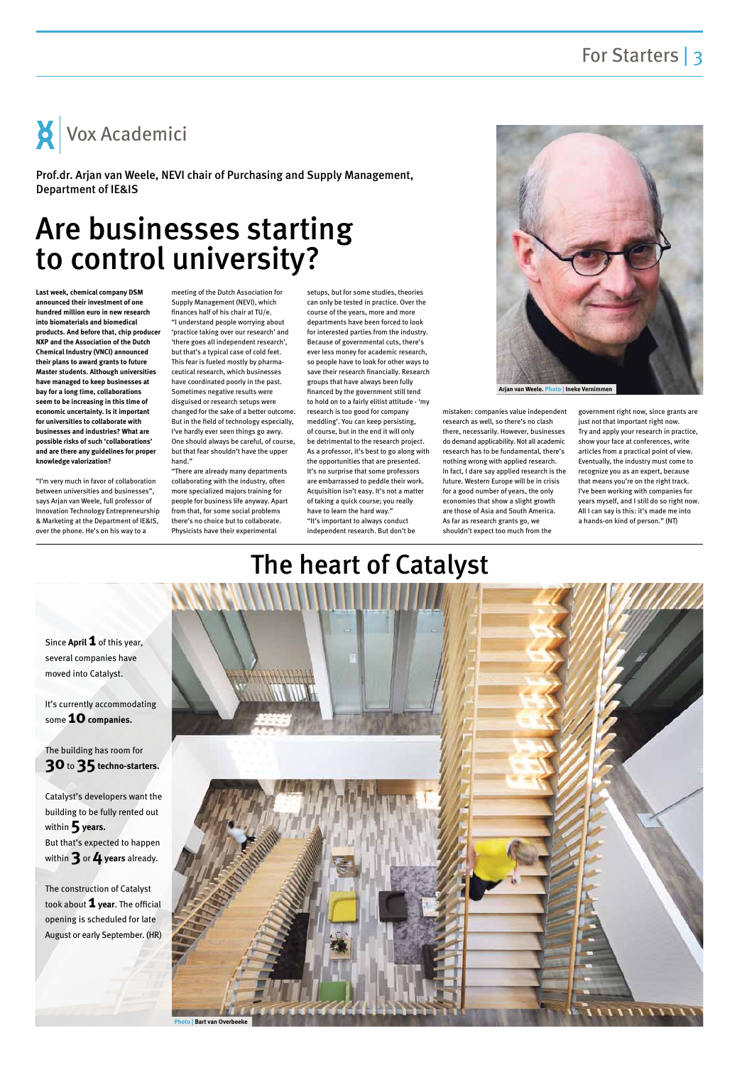## Vox Academici

Prof.dr. Arjan van Weele, NEVI chair of Purchasing and Supply Management, Department of IE&IS

# Are businesses starting to control university?

**Last week, chemical company DSM announced their investment of one hundred million euro in new research into biomaterials and biomedical products. And before that, chip producer NXP and the Association of the Dutch Chemical Industry (VNCI) announced their plans to award grants to future Master students. Although universities have managed to keep businesses at bay for a long time, collaborations seem to be increasing in this time of economic uncertainty. Is it important for universities to collaborate with businesses and industries? What are possible risks of such 'collaborations' and are there any guidelines for proper knowledge valorization?**

"I'm very much in favor of collaboration between universities and businesses", says Arjan van Weele, full professor of Innovation Technology Entrepreneurship & Marketing at the Department of IE&IS, over the phone. He's on his way to a meeting of the Dutch Association for Supply Management (NEVI), which finances half of his chair at TU/e.

"I understand people worrying about 'practice taking over our research' and 'there goes all independent research', but that's a typical case of cold feet. This fear is fueled mostly by pharmaceutical research, which businesses have coordinated poorly in the past. Sometimes negative results were disguised or research setups were changed for the sake of a better outcome. But in the field of technology especially, I've hardly ever seen things go awry. One should always be careful, of course, but that fear shouldn't have the upper hand."

"There are already many departments collaborating with the industry, often more specialized majors training for people for business life anyway. Apart from that, for some social problems there's no choice but to collaborate. Physicists have their experimental setups, but for some studies, theories can only be tested in practice. Over the course of the years, more and more departments have been forced to look for interested parties from the industry. Because of governmental cuts, there's ever less money for academic research, so people have to look for other ways to save their research financially. Research groups that have always been fully financed by the government still tend to hold on to a fairly elitist attitude - 'my research is too good for company meddling'. You can keep persisting, of course, but in the end it will only be detrimental to the research project. As a professor, it's best to go along with the opportunities that are presented. It's no surprise that some professors are embarrassed to peddle their work. Acquisition isn't easy. It's not a matter of taking a quick course; you really have to learn the hard way."

"It's important to always conduct independent research. But don't be mistaken: companies value independent research as well, so there's no clash there, necessarily. However, businesses do demand applicability. Not all academic research has to be fundamental, there's nothing wrong with applied research. In fact, I dare say applied research is the future. Western Europe will be in crisis for a good number of years, the only economies that show a slight growth are those of Asia and South America. As far as research grants go, we shouldn't expect too much from the government right now, since grants are just not that important right now. Try and apply your research in practice, show your face at conferences, write articles from a practical point of view. Eventually, the industry must come to recognize you as an expert, because that means you're on the right track. I've been working with companies for years myself, and I still do so right now. All I can say is this: it's made me into a hands-on kind of person." (NT)

Arjan van Weele. Photo | Ineke Vernimmen

# The heart of Catalyst

Since **April 1** of this year, several companies have moved into Catalyst.

It's currently accommodating some **10 companies.**

The building has room for **30** to **35 techno-starters.**

Catalyst's developers want the building to be fully rented out within **5 years.** But that's expected to happen within **3** or **4 years** already.

The construction of Catalyst took about **1 year**. The official opening is scheduled for late August or early September. (HR)

Photo | Bart van Overbeeke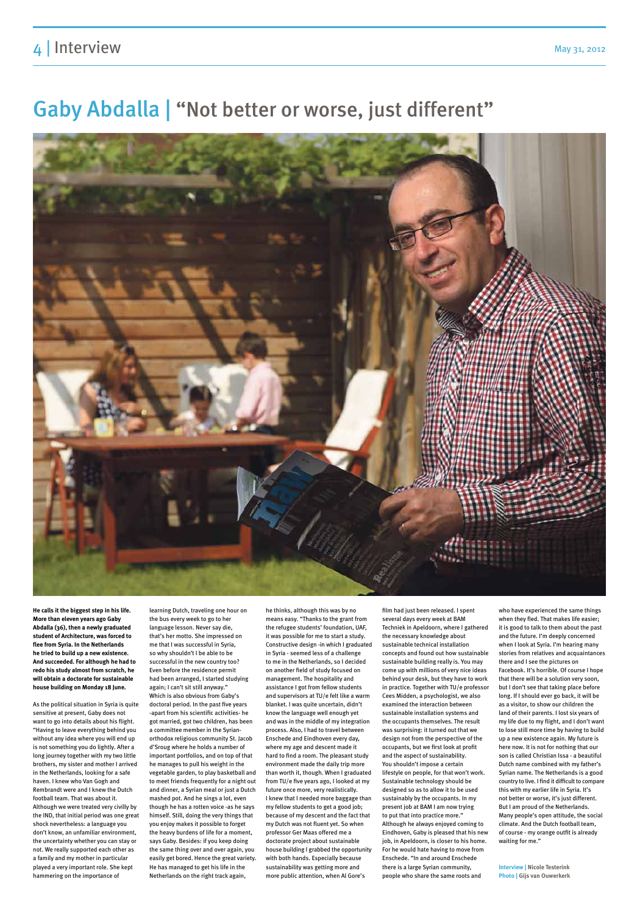# Gaby Abdalla | "Not better or worse, just different"

**He calls it the biggest step in his life. More than eleven years ago Gaby Abdalla (36), then a newly graduated student of Architecture, was forced to flee from Syria. In the Netherlands he tried to build up a new existence. And succeeded. For although he had to redo his study almost from scratch, he will obtain a doctorate for sustainable house building on Monday 18 June.**

As the political situation in Syria is quite sensitive at present, Gaby does not want to go into details about his flight. "Having to leave everything behind you without any idea where you will end up is not something you do lightly. After a long journey together with my two little brothers, my sister and mother I arrived in the Netherlands, looking for a safe haven. I knew who Van Gogh and Rembrandt were and I knew the Dutch football team. That was about it. Although we were treated very civilly by the IND, that initial period was one great shock nevertheless: a language you don't know, an unfamiliar environment, the uncertainty whether you can stay or not. We really supported each other as a family and my mother in particular played a very important role. She kept hammering on the importance of learning Dutch, traveling one hour on the bus every week to go to her language lesson. Never say die, that's her motto. She impressed on me that I was successful in Syria, so why shouldn't I be able to be successful in the new country too? Even before the residence permit had been arranged, I started studying again; I can't sit still anyway."

Which is also obvious from Gaby's doctoral period. In the past five years -apart from his scientific activities- he got married, got two children, has been a committee member in the Syrian-orthodox religious community St. Jacob d'Sroug where he holds a number of important portfolios, and on top of that he manages to pull his weight in the vegetable garden, to play basketball and to meet friends frequently for a night out and dinner, a Syrian meal or just a Dutch mashed pot. And he sings a lot, even though he has a rotten voice -as he says himself. Still, doing the very things that you enjoy makes it possible to forget the heavy burdens of life for a moment, says Gaby. Besides: if you keep doing the same thing over and over again, you easily get bored. Hence the great variety. He has managed to get his life in the Netherlands on the right track again, he thinks, although this was by no means easy. "Thanks to the grant from the refugee students' foundation, UAF, it was possible for me to start a study. Constructive design -in which I graduated in Syria - seemed less of a challenge to me in the Netherlands, so I decided on another field of study focused on management. The hospitality and assistance I got from fellow students and supervisors at TU/e felt like a warm blanket. I was quite uncertain, didn't know the language well enough yet and was in the middle of my integration process. Also, I had to travel between Enschede and Eindhoven every day, where my age and descent made it hard to find a room. The pleasant study environment made the daily trip more than worth it, though. When I graduated from TU/e five years ago, I looked at my future once more, very realistically. I knew that I needed more baggage than my fellow students to get a good job; because of my descent and the fact that my Dutch was not fluent yet. So when professor Ger Maas offered me a doctorate project about sustainable house building I grabbed the opportunity with both hands. Especially because sustainability was getting more and more public attention, when Al Gore's film had just been released. I spent several days every week at BAM Techniek in Apeldoorn, where I gathered the necessary knowledge about sustainable technical installation concepts and found out how sustainable sustainable building really is. You may come up with millions of very nice ideas behind your desk, but they have to work in practice. Together with TU/e professor Cees Midden, a psychologist, we also examined the interaction between sustainable installation systems and the occupants themselves. The result was surprising: it turned out that we design not from the perspective of the occupants, but we first look at profit and the aspect of sustainability. You shouldn't impose a certain lifestyle on people, for that won't work. Sustainable technology should be designed so as to allow it to be used sustainably by the occupants. In my present job at BAM I am now trying to put that into practice more."

Although he always enjoyed coming to Eindhoven, Gaby is pleased that his new job, in Apeldoorn, is closer to his home. For he would hate having to move from Enschede. "In and around Enschede there is a large Syrian community, people who share the same roots and who have experienced the same things when they fled. That makes life easier; it is good to talk to them about the past and the future. I'm deeply concerned when I look at Syria. I'm hearing many stories from relatives and acquaintances there and I see the pictures on Facebook. It's horrible. Of course I hope that there will be a solution very soon, but I don't see that taking place before long. If I should ever go back, it will be as a visitor, to show our children the land of their parents. I lost six years of my life due to my flight, and I don't want to lose still more time by having to build up a new existence again. My future is here now. It is not for nothing that our son is called Christian Issa - a beautiful Dutch name combined with my father's Syrian name. The Netherlands is a good country to live. I find it difficult to compare this with my earlier life in Syria. It's not better or worse, it's just different. But I am proud of the Netherlands. Many people's open attitude, the social climate. And the Dutch football team, of course - my orange outfit is already waiting for me."

**Interview | Nicole Testerink**
**Photo | Gijs van Ouwerkerk**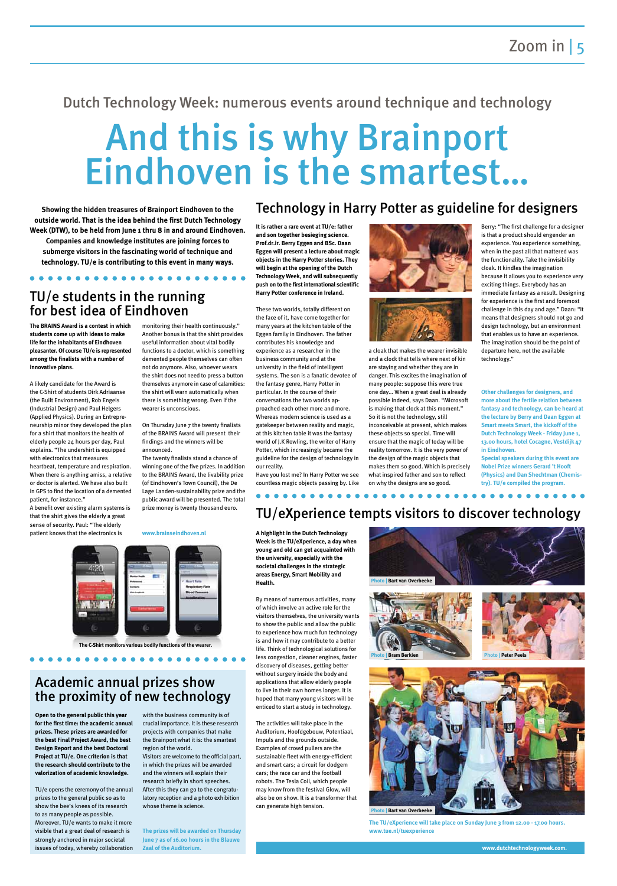Dutch Technology Week: numerous events around technique and technology

# And this is why Brainport Eindhoven is the smartest...

**Showing the hidden treasures of Brainport Eindhoven to the outside world. That is the idea behind the first Dutch Technology Week (DTW), to be held from June 1 thru 8 in and around Eindhoven. Companies and knowledge institutes are joining forces to submerge visitors in the fascinating world of technique and technology. TU/e is contributing to this event in many ways.**

## TU/e students in the running for best idea of Eindhoven

**The BRAINS Award is a contest in which students come up with ideas to make life for the inhabitants of Eindhoven pleasanter. Of course TU/e is represented among the finalists with a number of innovative plans.**

A likely candidate for the Award is the C-Shirt of students Dirk Adriaanse (the Built Environment), Rob Engels (Industrial Design) and Paul Helgers (Applied Physics). During an Entrepreneurship minor they developed the plan for a shirt that monitors the health of elderly people 24 hours per day, Paul explains. "The undershirt is equipped with electronics that measures heartbeat, temperature and respiration. When there is anything amiss, a relative or doctor is alerted. We have also built in GPS to find the location of a demented patient, for instance."

A benefit over existing alarm systems is that the shirt gives the elderly a great sense of security. Paul: "The elderly patient knows that the electronics is monitoring their health continuously." Another bonus is that the shirt provides useful information about vital bodily functions to a doctor, which is something demented people themselves can often not do anymore. Also, whoever wears the shirt does not need to press a button themselves anymore in case of calamities: the shirt will warn automatically when there is something wrong. Even if the wearer is unconscious.

On Thursday June 7 the twenty finalists of the BRAINS Award will present their findings and the winners will be announced.

The twenty finalists stand a chance of winning one of the five prizes. In addition to the BRAINS Award, the livability prize (of Eindhoven's Town Council), the De Lage Landen-sustainability prize and the public award will be presented. The total prize money is twenty thousand euro.

www.brainseindhoven.nl

The C-Shirt monitors various bodily functions of the wearer.

## Academic annual prizes show the proximity of new technology

**Open to the general public this year for the first time: the academic annual prizes. These prizes are awarded for the best Final Project Award, the best Design Report and the best Doctoral Project at TU/e. One criterion is that the research should contribute to the valorization of academic knowledge.**

TU/e opens the ceremony of the annual prizes to the general public so as to show the bee's knees of its research to as many people as possible. Moreover, TU/e wants to make it more visible that a great deal of research is strongly anchored in major societal issues of today, whereby collaboration with the business community is of crucial importance. It is these research projects with companies that make the Brainport what it is: the smartest region of the world.

Visitors are welcome to the official part, in which the prizes will be awarded and the winners will explain their research briefly in short speeches. After this they can go to the congratulatory reception and a photo exhibition whose theme is science.

The prizes will be awarded on Thursday June 7 as of 16.00 hours in the Blauwe Zaal of the Auditorium.

## Technology in Harry Potter as guideline for designers

**It is rather a rare event at TU/e: father and son together besieging science. Prof.dr.ir. Berry Eggen and BSc. Daan Eggen will present a lecture about magic objects in the Harry Potter stories. They will begin at the opening of the Dutch Technology Week, and will subsequently push on to the first international scientific Harry Potter conference in Ireland.**

These two worlds, totally different on the face of it, have come together for many years at the kitchen table of the Eggen family in Eindhoven. The father contributes his knowledge and experience as a researcher in the business community and at the university in the field of intelligent systems. The son is a fanatic devotee of the fantasy genre, Harry Potter in particular. In the course of their conversations the two worlds approached each other more and more. Whereas modern science is used as a gatekeeper between reality and magic, at this kitchen table it was the fantasy world of J.K Rowling, the writer of Harry Potter, which increasingly became the guideline for the design of technology in our reality.

Have you lost me? In Harry Potter we see countless magic objects passing by. Like a cloak that makes the wearer invisible and a clock that tells where next of kin are staying and whether they are in danger. This excites the imagination of many people: suppose this were true one day… When a great deal is already possible indeed, says Daan. "Microsoft is making that clock at this moment." So it is not the technology, still inconceivable at present, which makes these objects so special. Time will ensure that the magic of today will be reality tomorrow. It is the very power of the design of the magic objects that makes them so good. Which is precisely what inspired father and son to reflect on why the designs are so good.

Berry: "The first challenge for a designer is that a product should engender an experience. You experience something, when in the past all that mattered was the functionality. Take the invisibility cloak. It kindles the imagination because it allows you to experience very exciting things. Everybody has an immediate fantasy as a result. Designing for experience is the first and foremost challenge in this day and age." Daan: "It means that designers should not go and design technology, but an environment that enables us to have an experience. The imagination should be the point of departure here, not the available technology."

Other challenges for designers, and more about the fertile relation between fantasy and technology, can be heard at the lecture by Berry and Daan Eggen at Smart meets Smart, the kickoff of the Dutch Technology Week - Friday June 1, 13.00 hours, hotel Cocagne, Vestdijk 47 in Eindhoven.

Special speakers during this event are Nobel Prize winners Gerard 't Hooft (Physics) and Dan Shechtman (Chemistry). TU/e compiled the program.

## TU/eXperience tempts visitors to discover technology

**A highlight in the Dutch Technology Week is the TU/eXperience, a day when young and old can get acquainted with the university, especially with the societal challenges in the strategic areas Energy, Smart Mobility and Health.**

By means of numerous activities, many of which involve an active role for the visitors themselves, the university wants to show the public and allow the public to experience how much fun technology is and how it may contribute to a better life. Think of technological solutions for less congestion, cleaner engines, faster discovery of diseases, getting better without surgery inside the body and applications that allow elderly people to live in their own homes longer. It is hoped that many young visitors will be enticed to start a study in technology.

The activities will take place in the Auditorium, Hoofdgebouw, Potentiaal, Impuls and the grounds outside. Examples of crowd pullers are the sustainable fleet with energy-efficient and smart cars; a circuit for dodgem cars; the race car and the football robots. The Tesla Coil, which people may know from the festival Glow, will also be on show. It is a transformer that can generate high tension.

Photo | Bart van Overbeeke

Photo | Bram Berkien

Photo | Peter Peels

Photo | Bart van Overbeeke

The TU/eXperience will take place on Sunday June 3 from 12.00 - 17.00 hours. www.tue.nl/tuexperience

www.dutchtechnologyweek.com.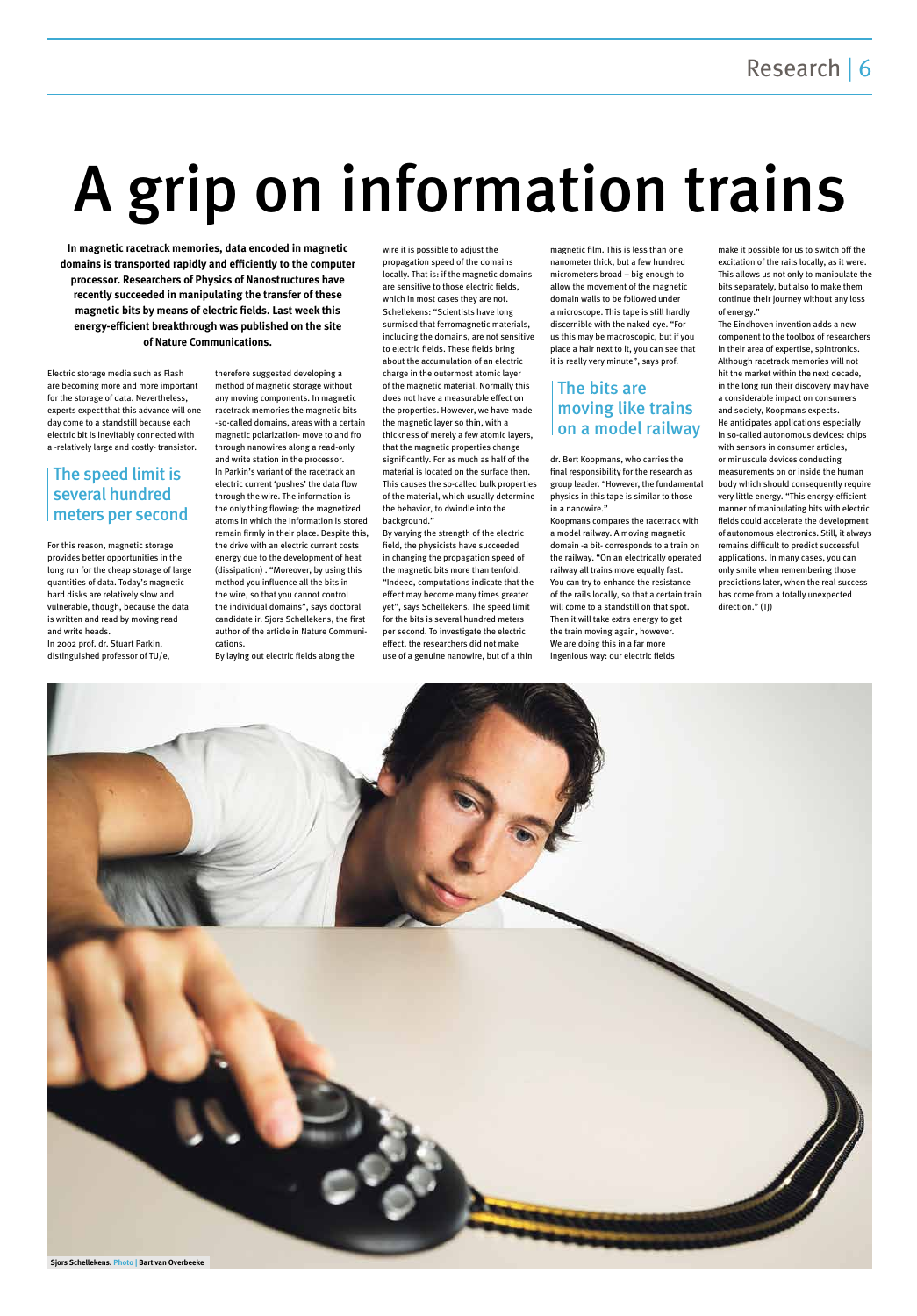# A grip on information trains

**In magnetic racetrack memories, data encoded in magnetic domains is transported rapidly and efficiently to the computer processor. Researchers of Physics of Nanostructures have recently succeeded in manipulating the transfer of these magnetic bits by means of electric fields. Last week this energy-efficient breakthrough was published on the site of Nature Communications.**

Electric storage media such as Flash are becoming more and more important for the storage of data. Nevertheless, experts expect that this advance will one day come to a standstill because each electric bit is inevitably connected with a -relatively large and costly- transistor.

## The speed limit is several hundred meters per second

For this reason, magnetic storage provides better opportunities in the long run for the cheap storage of large quantities of data. Today's magnetic hard disks are relatively slow and vulnerable, though, because the data is written and read by moving read and write heads.

In 2002 prof. dr. Stuart Parkin, distinguished professor of TU/e, therefore suggested developing a method of magnetic storage without any moving components. In magnetic racetrack memories the magnetic bits -so-called domains, areas with a certain magnetic polarization- move to and fro through nanowires along a read-only and write station in the processor.

In Parkin's variant of the racetrack an electric current 'pushes' the data flow through the wire. The information is the only thing flowing: the magnetized atoms in which the information is stored remain firmly in their place. Despite this, the drive with an electric current costs energy due to the development of heat (dissipation) . "Moreover, by using this method you influence all the bits in the wire, so that you cannot control the individual domains", says doctoral candidate ir. Sjors Schellekens, the first author of the article in Nature Communications.

By laying out electric fields along the wire it is possible to adjust the propagation speed of the domains locally. That is: if the magnetic domains are sensitive to those electric fields, which in most cases they are not. Schellekens: "Scientists have long surmised that ferromagnetic materials, including the domains, are not sensitive to electric fields. These fields bring about the accumulation of an electric charge in the outermost atomic layer of the magnetic material. Normally this does not have a measurable effect on the properties. However, we have made the magnetic layer so thin, with a thickness of merely a few atomic layers, that the magnetic properties change significantly. For as much as half of the material is located on the surface then. This causes the so-called bulk properties of the material, which usually determine the behavior, to dwindle into the background."

By varying the strength of the electric field, the physicists have succeeded in changing the propagation speed of the magnetic bits more than tenfold. "Indeed, computations indicate that the effect may become many times greater yet", says Schellekens. The speed limit for the bits is several hundred meters per second. To investigate the electric effect, the researchers did not make use of a genuine nanowire, but of a thin magnetic film. This is less than one nanometer thick, but a few hundred micrometers broad – big enough to allow the movement of the magnetic domain walls to be followed under a microscope. This tape is still hardly discernible with the naked eye. "For us this may be macroscopic, but if you place a hair next to it, you can see that it is really very minute", says prof.

## The bits are moving like trains on a model railway

dr. Bert Koopmans, who carries the final responsibility for the research as group leader. "However, the fundamental physics in this tape is similar to those in a nanowire."

Koopmans compares the racetrack with a model railway. A moving magnetic domain -a bit- corresponds to a train on the railway. "On an electrically operated railway all trains move equally fast. You can try to enhance the resistance of the rails locally, so that a certain train will come to a standstill on that spot. Then it will take extra energy to get the train moving again, however. We are doing this in a far more ingenious way: our electric fields make it possible for us to switch off the excitation of the rails locally, as it were. This allows us not only to manipulate the bits separately, but also to make them continue their journey without any loss of energy."

The Eindhoven invention adds a new component to the toolbox of researchers in their area of expertise, spintronics. Although racetrack memories will not hit the market within the next decade, in the long run their discovery may have a considerable impact on consumers and society, Koopmans expects. He anticipates applications especially in so-called autonomous devices: chips with sensors in consumer articles, or minuscule devices conducting measurements on or inside the human body which should consequently require very little energy. "This energy-efficient manner of manipulating bits with electric fields could accelerate the development of autonomous electronics. Still, it always remains difficult to predict successful applications. In many cases, you can only smile when remembering those predictions later, when the real success has come from a totally unexpected direction." (TJ)

Sjors Schellekens. Photo | Bart van Overbeeke